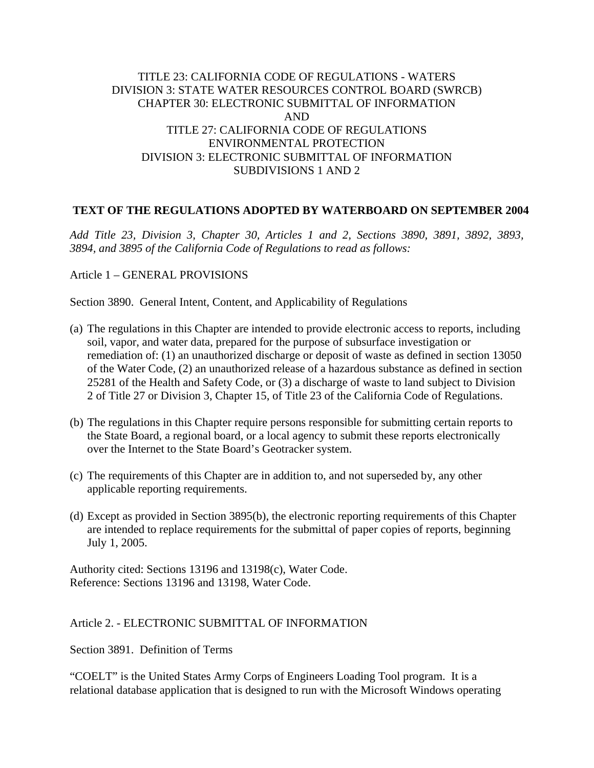TITLE 23: CALIFORNIA CODE OF REGULATIONS - WATERS
DIVISION 3: STATE WATER RESOURCES CONTROL BOARD (SWRCB)
CHAPTER 30: ELECTRONIC SUBMITTAL OF INFORMATION
AND
TITLE 27: CALIFORNIA CODE OF REGULATIONS
ENVIRONMENTAL PROTECTION
DIVISION 3: ELECTRONIC SUBMITTAL OF INFORMATION
SUBDIVISIONS 1 AND 2

**TEXT OF THE REGULATIONS ADOPTED BY WATERBOARD ON SEPTEMBER 2004**

*Add Title 23, Division 3, Chapter 30, Articles 1 and 2, Sections 3890, 3891, 3892, 3893, 3894, and 3895 of the California Code of Regulations to read as follows:*

Article 1 – GENERAL PROVISIONS

Section 3890. General Intent, Content, and Applicability of Regulations

(a) The regulations in this Chapter are intended to provide electronic access to reports, including soil, vapor, and water data, prepared for the purpose of subsurface investigation or remediation of: (1) an unauthorized discharge or deposit of waste as defined in section 13050 of the Water Code, (2) an unauthorized release of a hazardous substance as defined in section 25281 of the Health and Safety Code, or (3) a discharge of waste to land subject to Division 2 of Title 27 or Division 3, Chapter 15, of Title 23 of the California Code of Regulations.

(b) The regulations in this Chapter require persons responsible for submitting certain reports to the State Board, a regional board, or a local agency to submit these reports electronically over the Internet to the State Board's Geotracker system.

(c) The requirements of this Chapter are in addition to, and not superseded by, any other applicable reporting requirements.

(d) Except as provided in Section 3895(b), the electronic reporting requirements of this Chapter are intended to replace requirements for the submittal of paper copies of reports, beginning July 1, 2005.

Authority cited: Sections 13196 and 13198(c), Water Code.
Reference: Sections 13196 and 13198, Water Code.

Article 2. - ELECTRONIC SUBMITTAL OF INFORMATION

Section 3891. Definition of Terms

"COELT" is the United States Army Corps of Engineers Loading Tool program. It is a relational database application that is designed to run with the Microsoft Windows operating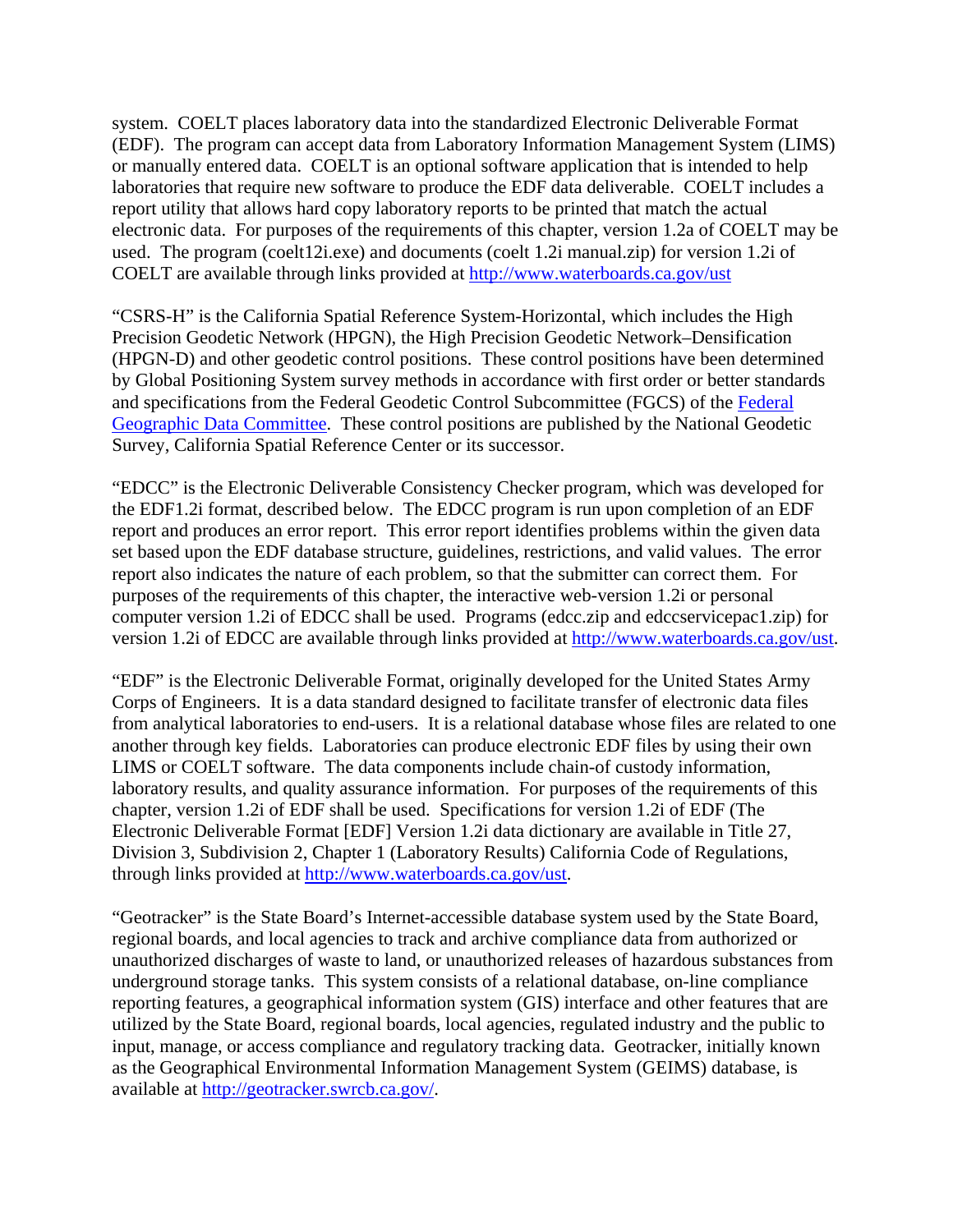system. COELT places laboratory data into the standardized Electronic Deliverable Format (EDF). The program can accept data from Laboratory Information Management System (LIMS) or manually entered data. COELT is an optional software application that is intended to help laboratories that require new software to produce the EDF data deliverable. COELT includes a report utility that allows hard copy laboratory reports to be printed that match the actual electronic data. For purposes of the requirements of this chapter, version 1.2a of COELT may be used. The program (coelt12i.exe) and documents (coelt 1.2i manual.zip) for version 1.2i of COELT are available through links provided at http://www.waterboards.ca.gov/ust

"CSRS-H" is the California Spatial Reference System-Horizontal, which includes the High Precision Geodetic Network (HPGN), the High Precision Geodetic Network–Densification (HPGN-D) and other geodetic control positions. These control positions have been determined by Global Positioning System survey methods in accordance with first order or better standards and specifications from the Federal Geodetic Control Subcommittee (FGCS) of the Federal Geographic Data Committee. These control positions are published by the National Geodetic Survey, California Spatial Reference Center or its successor.

"EDCC" is the Electronic Deliverable Consistency Checker program, which was developed for the EDF1.2i format, described below. The EDCC program is run upon completion of an EDF report and produces an error report. This error report identifies problems within the given data set based upon the EDF database structure, guidelines, restrictions, and valid values. The error report also indicates the nature of each problem, so that the submitter can correct them. For purposes of the requirements of this chapter, the interactive web-version 1.2i or personal computer version 1.2i of EDCC shall be used. Programs (edcc.zip and edccservicepac1.zip) for version 1.2i of EDCC are available through links provided at http://www.waterboards.ca.gov/ust.

"EDF" is the Electronic Deliverable Format, originally developed for the United States Army Corps of Engineers. It is a data standard designed to facilitate transfer of electronic data files from analytical laboratories to end-users. It is a relational database whose files are related to one another through key fields. Laboratories can produce electronic EDF files by using their own LIMS or COELT software. The data components include chain-of custody information, laboratory results, and quality assurance information. For purposes of the requirements of this chapter, version 1.2i of EDF shall be used. Specifications for version 1.2i of EDF (The Electronic Deliverable Format [EDF] Version 1.2i data dictionary are available in Title 27, Division 3, Subdivision 2, Chapter 1 (Laboratory Results) California Code of Regulations, through links provided at http://www.waterboards.ca.gov/ust.

"Geotracker" is the State Board's Internet-accessible database system used by the State Board, regional boards, and local agencies to track and archive compliance data from authorized or unauthorized discharges of waste to land, or unauthorized releases of hazardous substances from underground storage tanks. This system consists of a relational database, on-line compliance reporting features, a geographical information system (GIS) interface and other features that are utilized by the State Board, regional boards, local agencies, regulated industry and the public to input, manage, or access compliance and regulatory tracking data. Geotracker, initially known as the Geographical Environmental Information Management System (GEIMS) database, is available at http://geotracker.swrcb.ca.gov/.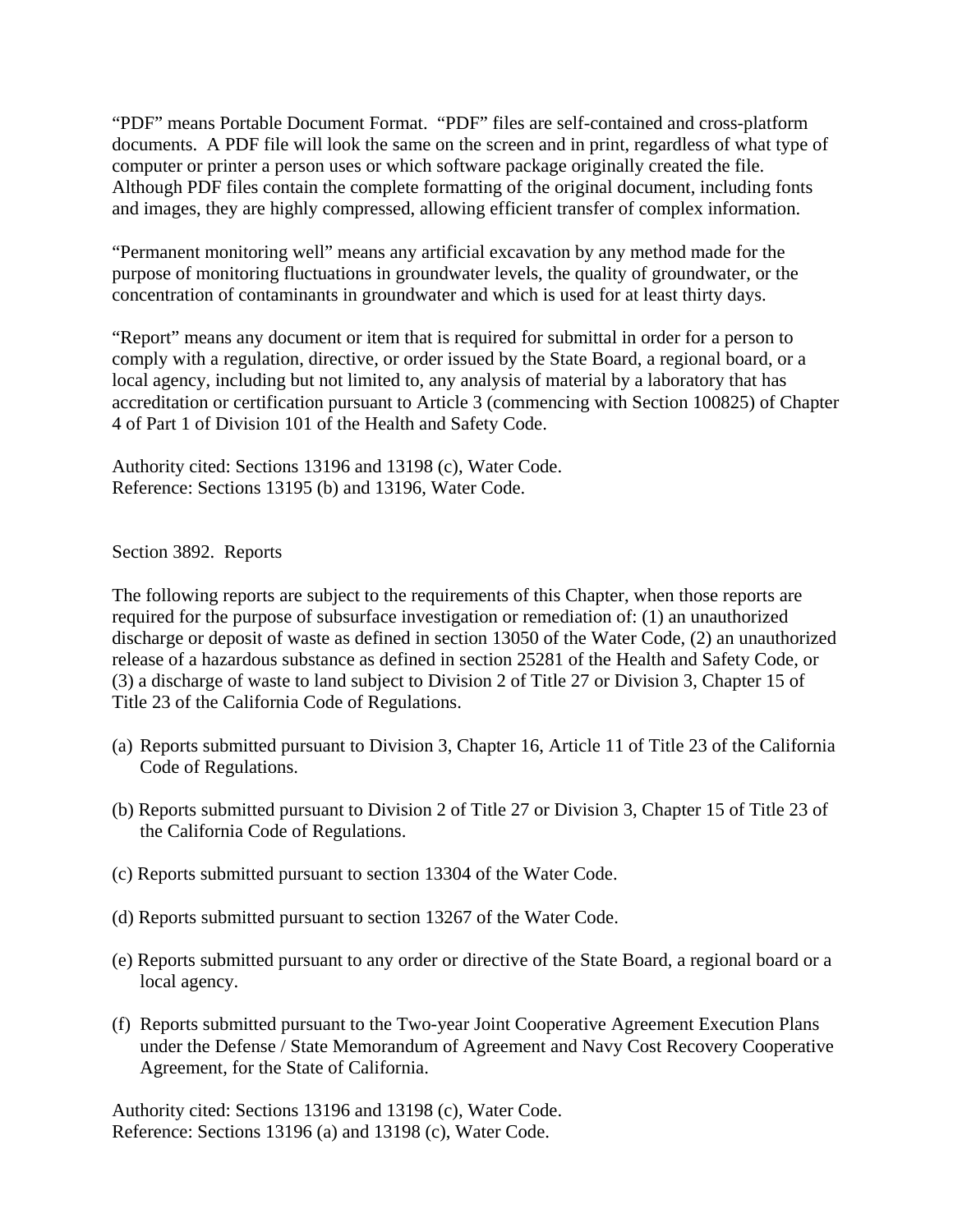"PDF" means Portable Document Format. "PDF" files are self-contained and cross-platform documents. A PDF file will look the same on the screen and in print, regardless of what type of computer or printer a person uses or which software package originally created the file. Although PDF files contain the complete formatting of the original document, including fonts and images, they are highly compressed, allowing efficient transfer of complex information.

"Permanent monitoring well" means any artificial excavation by any method made for the purpose of monitoring fluctuations in groundwater levels, the quality of groundwater, or the concentration of contaminants in groundwater and which is used for at least thirty days.

"Report" means any document or item that is required for submittal in order for a person to comply with a regulation, directive, or order issued by the State Board, a regional board, or a local agency, including but not limited to, any analysis of material by a laboratory that has accreditation or certification pursuant to Article 3 (commencing with Section 100825) of Chapter 4 of Part 1 of Division 101 of the Health and Safety Code.

Authority cited: Sections 13196 and 13198 (c), Water Code.
Reference: Sections 13195 (b) and 13196, Water Code.

## Section 3892. Reports

The following reports are subject to the requirements of this Chapter, when those reports are required for the purpose of subsurface investigation or remediation of: (1) an unauthorized discharge or deposit of waste as defined in section 13050 of the Water Code, (2) an unauthorized release of a hazardous substance as defined in section 25281 of the Health and Safety Code, or (3) a discharge of waste to land subject to Division 2 of Title 27 or Division 3, Chapter 15 of Title 23 of the California Code of Regulations.

(a) Reports submitted pursuant to Division 3, Chapter 16, Article 11 of Title 23 of the California Code of Regulations.

(b) Reports submitted pursuant to Division 2 of Title 27 or Division 3, Chapter 15 of Title 23 of the California Code of Regulations.

(c) Reports submitted pursuant to section 13304 of the Water Code.

(d) Reports submitted pursuant to section 13267 of the Water Code.

(e) Reports submitted pursuant to any order or directive of the State Board, a regional board or a local agency.

(f) Reports submitted pursuant to the Two-year Joint Cooperative Agreement Execution Plans under the Defense / State Memorandum of Agreement and Navy Cost Recovery Cooperative Agreement, for the State of California.

Authority cited: Sections 13196 and 13198 (c), Water Code.
Reference: Sections 13196 (a) and 13198 (c), Water Code.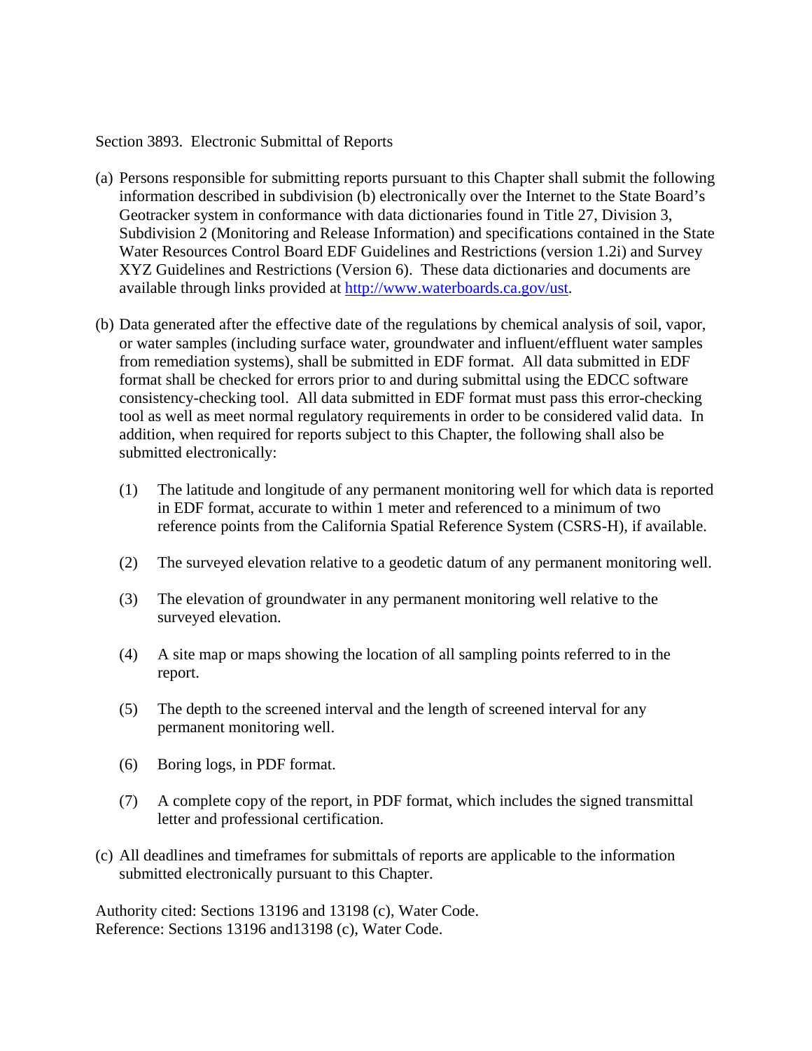Section 3893. Electronic Submittal of Reports

(a) Persons responsible for submitting reports pursuant to this Chapter shall submit the following information described in subdivision (b) electronically over the Internet to the State Board's Geotracker system in conformance with data dictionaries found in Title 27, Division 3, Subdivision 2 (Monitoring and Release Information) and specifications contained in the State Water Resources Control Board EDF Guidelines and Restrictions (version 1.2i) and Survey XYZ Guidelines and Restrictions (Version 6). These data dictionaries and documents are available through links provided at [http://www.waterboards.ca.gov/ust](http://www.waterboards.ca.gov/ust).

(b) Data generated after the effective date of the regulations by chemical analysis of soil, vapor, or water samples (including surface water, groundwater and influent/effluent water samples from remediation systems), shall be submitted in EDF format. All data submitted in EDF format shall be checked for errors prior to and during submittal using the EDCC software consistency-checking tool. All data submitted in EDF format must pass this error-checking tool as well as meet normal regulatory requirements in order to be considered valid data. In addition, when required for reports subject to this Chapter, the following shall also be submitted electronically:

    (1) The latitude and longitude of any permanent monitoring well for which data is reported in EDF format, accurate to within 1 meter and referenced to a minimum of two reference points from the California Spatial Reference System (CSRS-H), if available.

    (2) The surveyed elevation relative to a geodetic datum of any permanent monitoring well.

    (3) The elevation of groundwater in any permanent monitoring well relative to the surveyed elevation.

    (4) A site map or maps showing the location of all sampling points referred to in the report.

    (5) The depth to the screened interval and the length of screened interval for any permanent monitoring well.

    (6) Boring logs, in PDF format.

    (7) A complete copy of the report, in PDF format, which includes the signed transmittal letter and professional certification.

(c) All deadlines and timeframes for submittals of reports are applicable to the information submitted electronically pursuant to this Chapter.

Authority cited: Sections 13196 and 13198 (c), Water Code.
Reference: Sections 13196 and13198 (c), Water Code.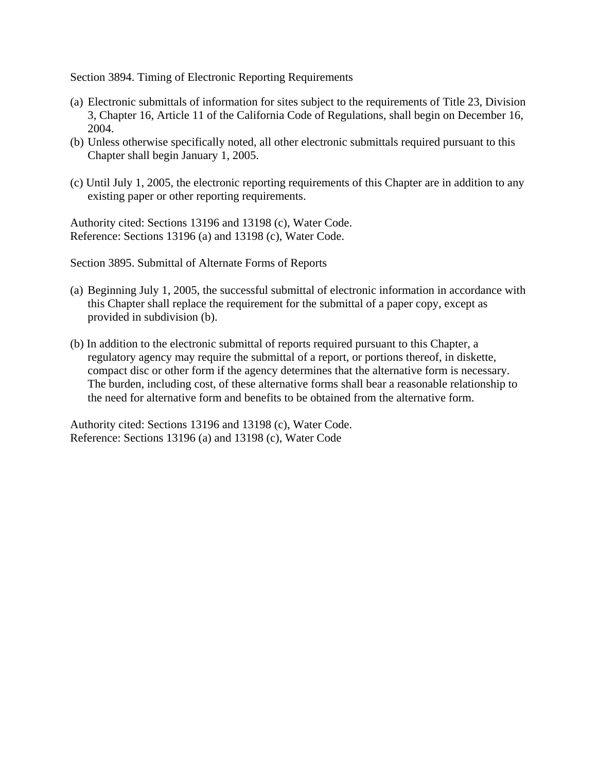Section 3894. Timing of Electronic Reporting Requirements

(a) Electronic submittals of information for sites subject to the requirements of Title 23, Division 3, Chapter 16, Article 11 of the California Code of Regulations, shall begin on December 16, 2004.

(b) Unless otherwise specifically noted, all other electronic submittals required pursuant to this Chapter shall begin January 1, 2005.

(c) Until July 1, 2005, the electronic reporting requirements of this Chapter are in addition to any existing paper or other reporting requirements.

Authority cited: Sections 13196 and 13198 (c), Water Code.
Reference: Sections 13196 (a) and 13198 (c), Water Code.

Section 3895. Submittal of Alternate Forms of Reports

(a) Beginning July 1, 2005, the successful submittal of electronic information in accordance with this Chapter shall replace the requirement for the submittal of a paper copy, except as provided in subdivision (b).

(b) In addition to the electronic submittal of reports required pursuant to this Chapter, a regulatory agency may require the submittal of a report, or portions thereof, in diskette, compact disc or other form if the agency determines that the alternative form is necessary. The burden, including cost, of these alternative forms shall bear a reasonable relationship to the need for alternative form and benefits to be obtained from the alternative form.

Authority cited: Sections 13196 and 13198 (c), Water Code.
Reference: Sections 13196 (a) and 13198 (c), Water Code